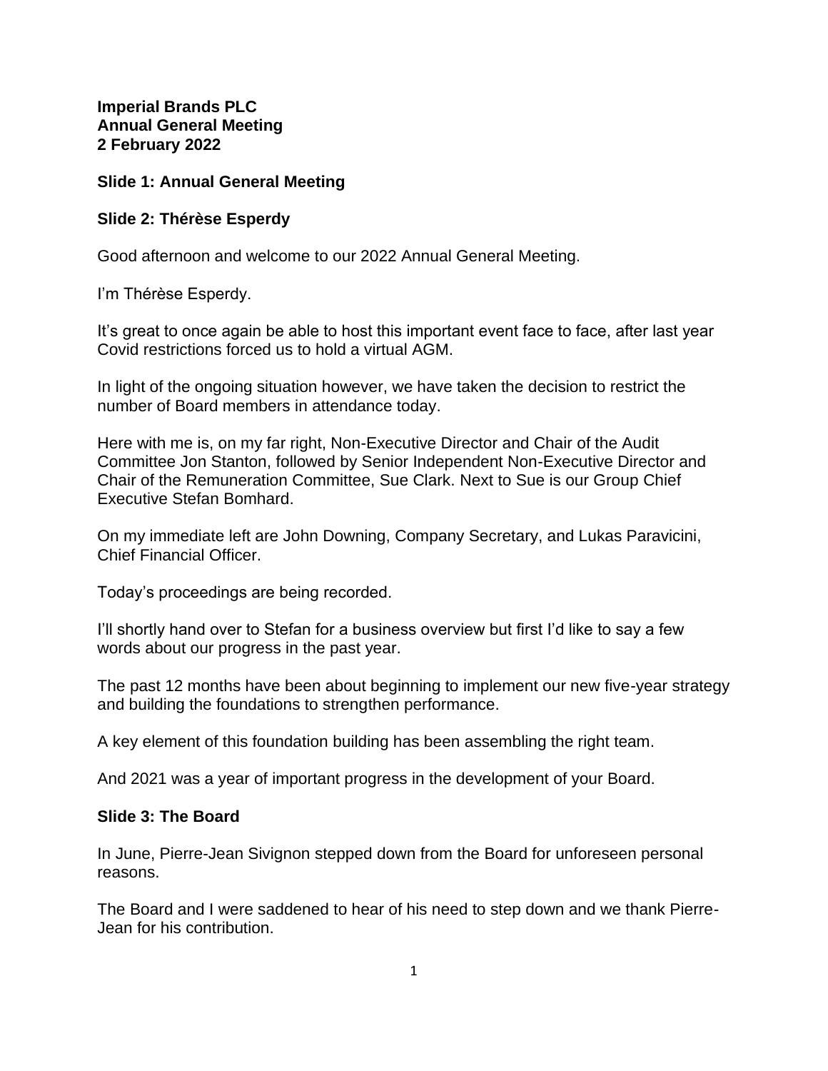**Imperial Brands PLC**
**Annual General Meeting**
**2 February 2022**

**Slide 1: Annual General Meeting**

**Slide 2: Thérèse Esperdy**

Good afternoon and welcome to our 2022 Annual General Meeting.

I'm Thérèse Esperdy.

It's great to once again be able to host this important event face to face, after last year Covid restrictions forced us to hold a virtual AGM.

In light of the ongoing situation however, we have taken the decision to restrict the number of Board members in attendance today.

Here with me is, on my far right, Non-Executive Director and Chair of the Audit Committee Jon Stanton, followed by Senior Independent Non-Executive Director and Chair of the Remuneration Committee, Sue Clark. Next to Sue is our Group Chief Executive Stefan Bomhard.

On my immediate left are John Downing, Company Secretary, and Lukas Paravicini, Chief Financial Officer.

Today's proceedings are being recorded.

I'll shortly hand over to Stefan for a business overview but first I'd like to say a few words about our progress in the past year.

The past 12 months have been about beginning to implement our new five-year strategy and building the foundations to strengthen performance.

A key element of this foundation building has been assembling the right team.

And 2021 was a year of important progress in the development of your Board.

**Slide 3: The Board**

In June, Pierre-Jean Sivignon stepped down from the Board for unforeseen personal reasons.

The Board and I were saddened to hear of his need to step down and we thank Pierre-Jean for his contribution.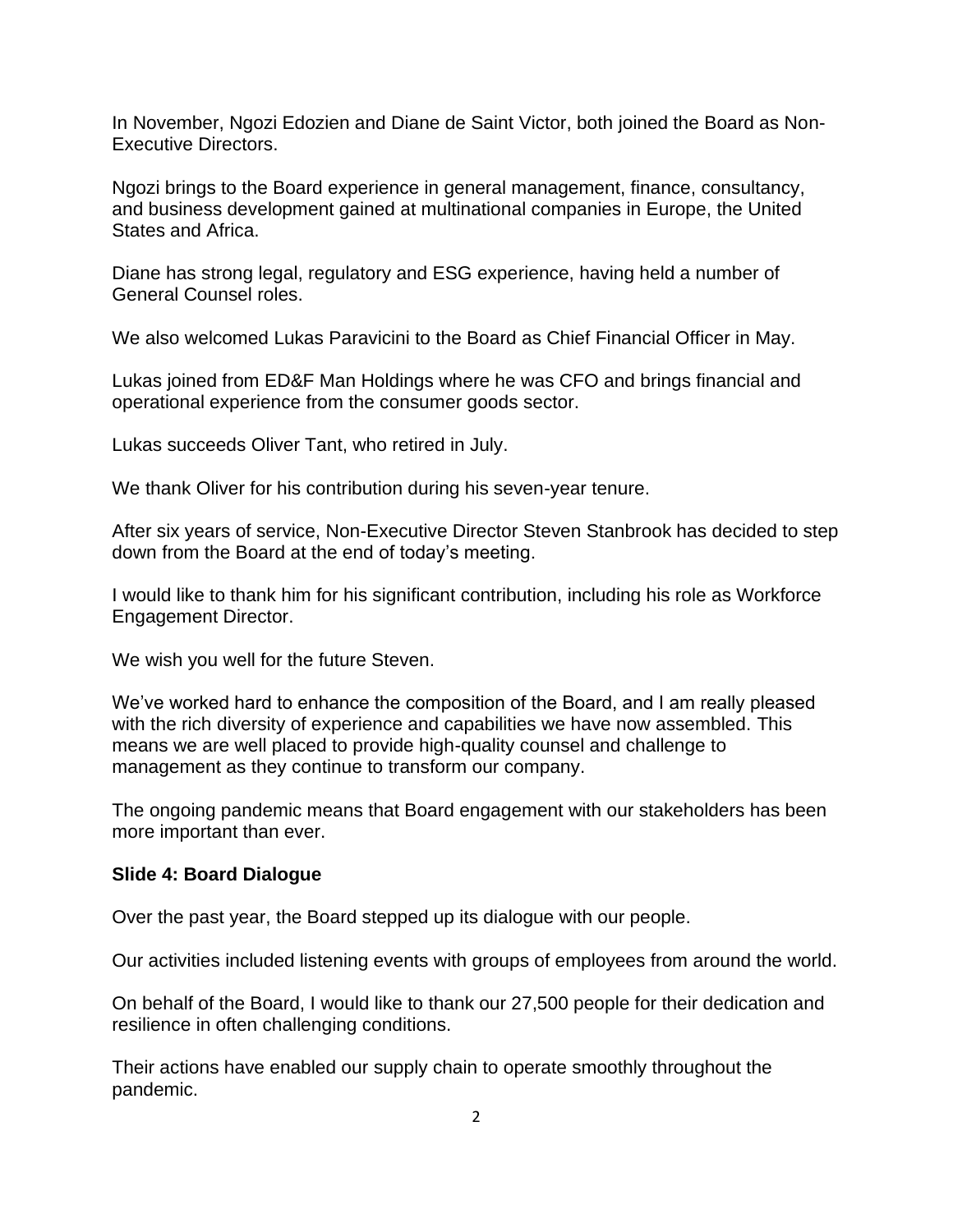In November, Ngozi Edozien and Diane de Saint Victor, both joined the Board as Non-Executive Directors.

Ngozi brings to the Board experience in general management, finance, consultancy, and business development gained at multinational companies in Europe, the United States and Africa.

Diane has strong legal, regulatory and ESG experience, having held a number of General Counsel roles.

We also welcomed Lukas Paravicini to the Board as Chief Financial Officer in May.

Lukas joined from ED&F Man Holdings where he was CFO and brings financial and operational experience from the consumer goods sector.

Lukas succeeds Oliver Tant, who retired in July.

We thank Oliver for his contribution during his seven-year tenure.

After six years of service, Non-Executive Director Steven Stanbrook has decided to step down from the Board at the end of today's meeting.

I would like to thank him for his significant contribution, including his role as Workforce Engagement Director.

We wish you well for the future Steven.

We've worked hard to enhance the composition of the Board, and I am really pleased with the rich diversity of experience and capabilities we have now assembled. This means we are well placed to provide high-quality counsel and challenge to management as they continue to transform our company.

The ongoing pandemic means that Board engagement with our stakeholders has been more important than ever.

**Slide 4: Board Dialogue**

Over the past year, the Board stepped up its dialogue with our people.

Our activities included listening events with groups of employees from around the world.

On behalf of the Board, I would like to thank our 27,500 people for their dedication and resilience in often challenging conditions.

Their actions have enabled our supply chain to operate smoothly throughout the pandemic.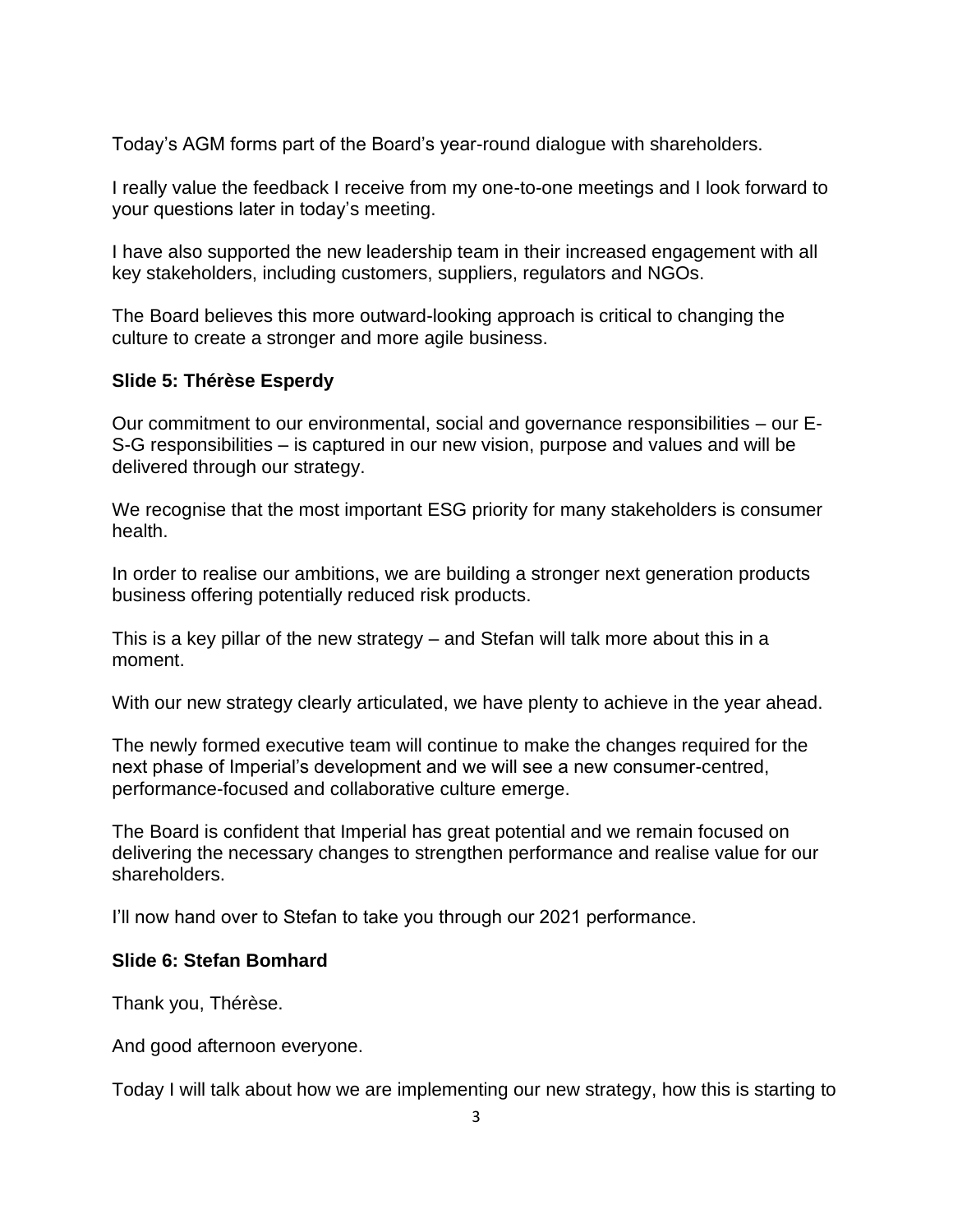Today's AGM forms part of the Board's year-round dialogue with shareholders.

I really value the feedback I receive from my one-to-one meetings and I look forward to your questions later in today's meeting.

I have also supported the new leadership team in their increased engagement with all key stakeholders, including customers, suppliers, regulators and NGOs.

The Board believes this more outward-looking approach is critical to changing the culture to create a stronger and more agile business.

**Slide 5: Thérèse Esperdy**

Our commitment to our environmental, social and governance responsibilities – our E-S-G responsibilities – is captured in our new vision, purpose and values and will be delivered through our strategy.

We recognise that the most important ESG priority for many stakeholders is consumer health.

In order to realise our ambitions, we are building a stronger next generation products business offering potentially reduced risk products.

This is a key pillar of the new strategy – and Stefan will talk more about this in a moment.

With our new strategy clearly articulated, we have plenty to achieve in the year ahead.

The newly formed executive team will continue to make the changes required for the next phase of Imperial's development and we will see a new consumer-centred, performance-focused and collaborative culture emerge.

The Board is confident that Imperial has great potential and we remain focused on delivering the necessary changes to strengthen performance and realise value for our shareholders.

I'll now hand over to Stefan to take you through our 2021 performance.

**Slide 6: Stefan Bomhard**

Thank you, Thérèse.

And good afternoon everyone.

Today I will talk about how we are implementing our new strategy, how this is starting to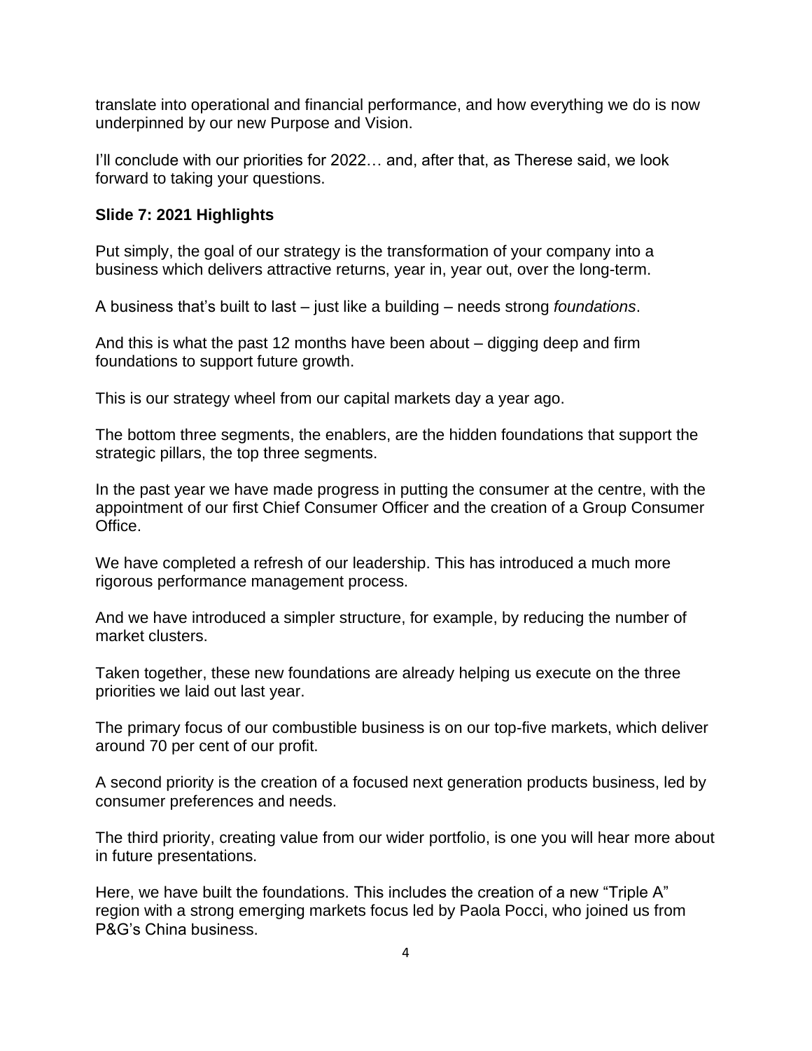translate into operational and financial performance, and how everything we do is now underpinned by our new Purpose and Vision.

I'll conclude with our priorities for 2022… and, after that, as Therese said, we look forward to taking your questions.

**Slide 7: 2021 Highlights**

Put simply, the goal of our strategy is the transformation of your company into a business which delivers attractive returns, year in, year out, over the long-term.

A business that's built to last – just like a building – needs strong *foundations*.

And this is what the past 12 months have been about – digging deep and firm foundations to support future growth.

This is our strategy wheel from our capital markets day a year ago.

The bottom three segments, the enablers, are the hidden foundations that support the strategic pillars, the top three segments.

In the past year we have made progress in putting the consumer at the centre, with the appointment of our first Chief Consumer Officer and the creation of a Group Consumer Office.

We have completed a refresh of our leadership. This has introduced a much more rigorous performance management process.

And we have introduced a simpler structure, for example, by reducing the number of market clusters.

Taken together, these new foundations are already helping us execute on the three priorities we laid out last year.

The primary focus of our combustible business is on our top-five markets, which deliver around 70 per cent of our profit.

A second priority is the creation of a focused next generation products business, led by consumer preferences and needs.

The third priority, creating value from our wider portfolio, is one you will hear more about in future presentations.

Here, we have built the foundations. This includes the creation of a new "Triple A" region with a strong emerging markets focus led by Paola Pocci, who joined us from P&G's China business.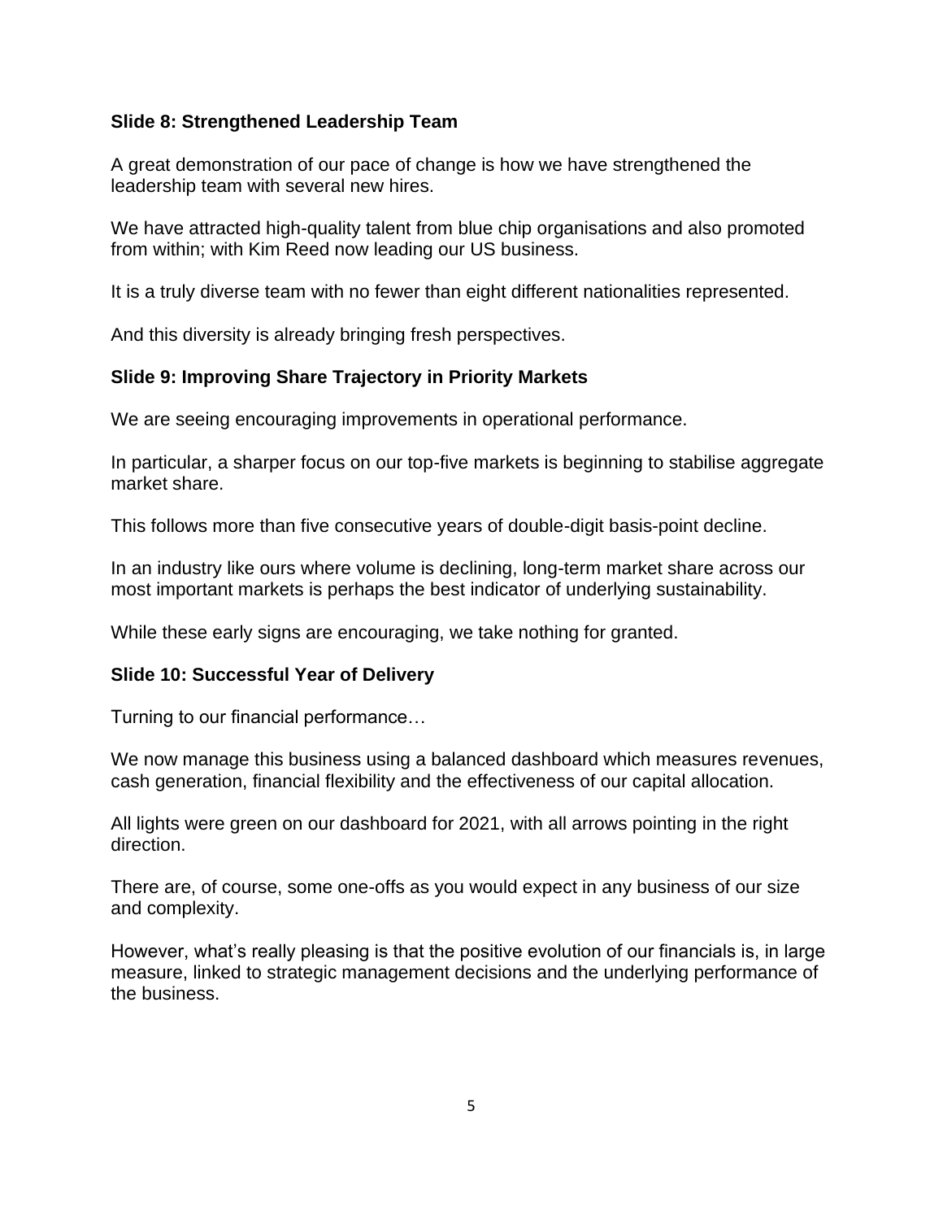**Slide 8: Strengthened Leadership Team**

A great demonstration of our pace of change is how we have strengthened the leadership team with several new hires.

We have attracted high-quality talent from blue chip organisations and also promoted from within; with Kim Reed now leading our US business.

It is a truly diverse team with no fewer than eight different nationalities represented.

And this diversity is already bringing fresh perspectives.

**Slide 9: Improving Share Trajectory in Priority Markets**

We are seeing encouraging improvements in operational performance.

In particular, a sharper focus on our top-five markets is beginning to stabilise aggregate market share.

This follows more than five consecutive years of double-digit basis-point decline.

In an industry like ours where volume is declining, long-term market share across our most important markets is perhaps the best indicator of underlying sustainability.

While these early signs are encouraging, we take nothing for granted.

**Slide 10: Successful Year of Delivery**

Turning to our financial performance…

We now manage this business using a balanced dashboard which measures revenues, cash generation, financial flexibility and the effectiveness of our capital allocation.

All lights were green on our dashboard for 2021, with all arrows pointing in the right direction.

There are, of course, some one-offs as you would expect in any business of our size and complexity.

However, what's really pleasing is that the positive evolution of our financials is, in large measure, linked to strategic management decisions and the underlying performance of the business.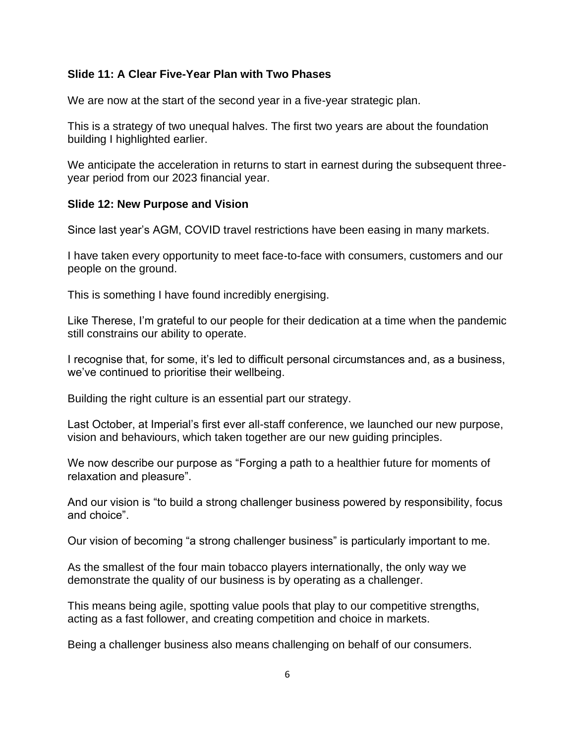**Slide 11: A Clear Five-Year Plan with Two Phases**

We are now at the start of the second year in a five-year strategic plan.

This is a strategy of two unequal halves. The first two years are about the foundation building I highlighted earlier.

We anticipate the acceleration in returns to start in earnest during the subsequent three-year period from our 2023 financial year.

**Slide 12: New Purpose and Vision**

Since last year's AGM, COVID travel restrictions have been easing in many markets.

I have taken every opportunity to meet face-to-face with consumers, customers and our people on the ground.

This is something I have found incredibly energising.

Like Therese, I'm grateful to our people for their dedication at a time when the pandemic still constrains our ability to operate.

I recognise that, for some, it's led to difficult personal circumstances and, as a business, we've continued to prioritise their wellbeing.

Building the right culture is an essential part our strategy.

Last October, at Imperial's first ever all-staff conference, we launched our new purpose, vision and behaviours, which taken together are our new guiding principles.

We now describe our purpose as "Forging a path to a healthier future for moments of relaxation and pleasure".

And our vision is "to build a strong challenger business powered by responsibility, focus and choice".

Our vision of becoming "a strong challenger business" is particularly important to me.

As the smallest of the four main tobacco players internationally, the only way we demonstrate the quality of our business is by operating as a challenger.

This means being agile, spotting value pools that play to our competitive strengths, acting as a fast follower, and creating competition and choice in markets.

Being a challenger business also means challenging on behalf of our consumers.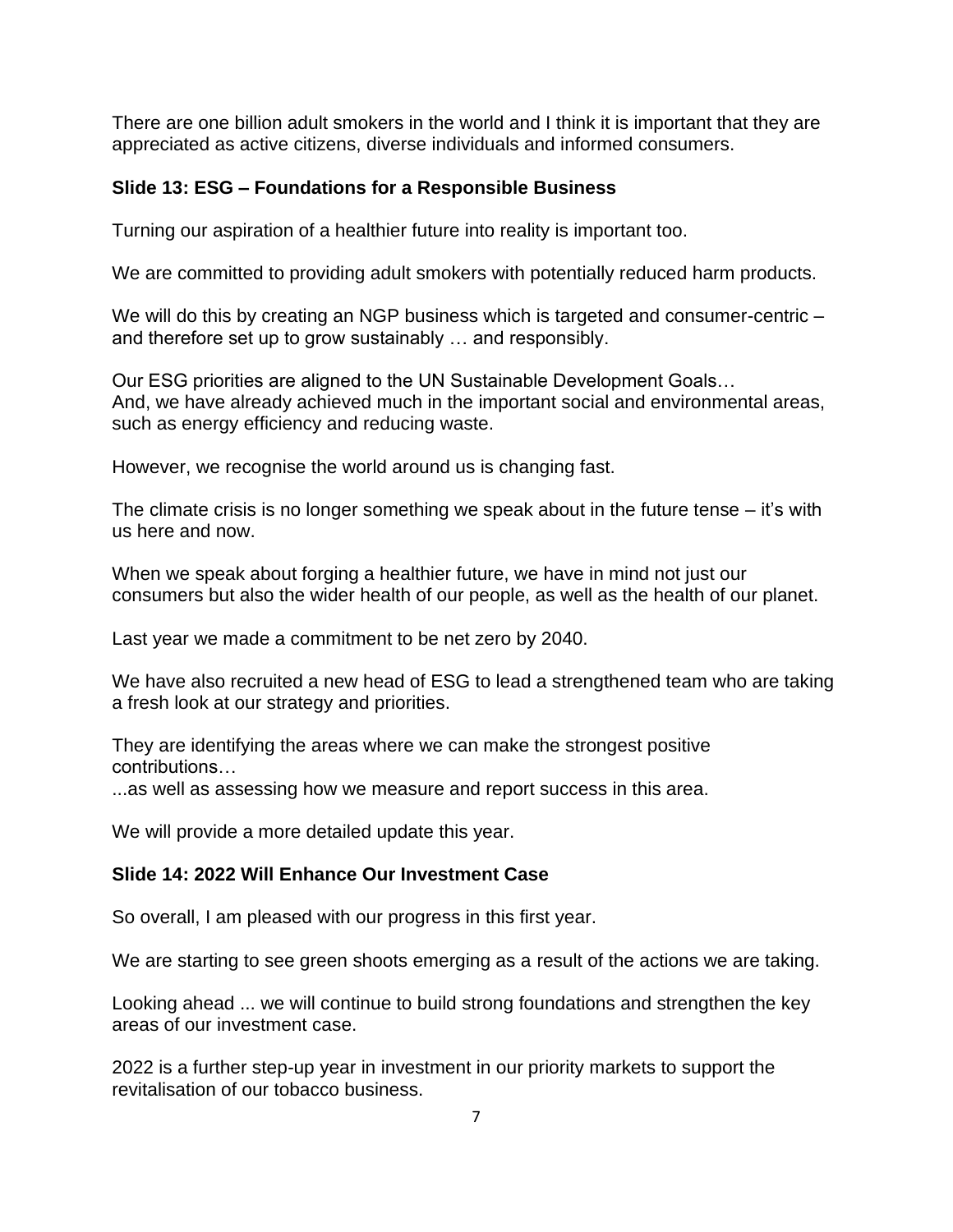There are one billion adult smokers in the world and I think it is important that they are appreciated as active citizens, diverse individuals and informed consumers.

### Slide 13: ESG – Foundations for a Responsible Business

Turning our aspiration of a healthier future into reality is important too.

We are committed to providing adult smokers with potentially reduced harm products.

We will do this by creating an NGP business which is targeted and consumer-centric – and therefore set up to grow sustainably … and responsibly.

Our ESG priorities are aligned to the UN Sustainable Development Goals…
And, we have already achieved much in the important social and environmental areas, such as energy efficiency and reducing waste.

However, we recognise the world around us is changing fast.

The climate crisis is no longer something we speak about in the future tense – it's with us here and now.

When we speak about forging a healthier future, we have in mind not just our consumers but also the wider health of our people, as well as the health of our planet.

Last year we made a commitment to be net zero by 2040.

We have also recruited a new head of ESG to lead a strengthened team who are taking a fresh look at our strategy and priorities.

They are identifying the areas where we can make the strongest positive contributions…
...as well as assessing how we measure and report success in this area.

We will provide a more detailed update this year.

### Slide 14: 2022 Will Enhance Our Investment Case

So overall, I am pleased with our progress in this first year.

We are starting to see green shoots emerging as a result of the actions we are taking.

Looking ahead ... we will continue to build strong foundations and strengthen the key areas of our investment case.

2022 is a further step-up year in investment in our priority markets to support the revitalisation of our tobacco business.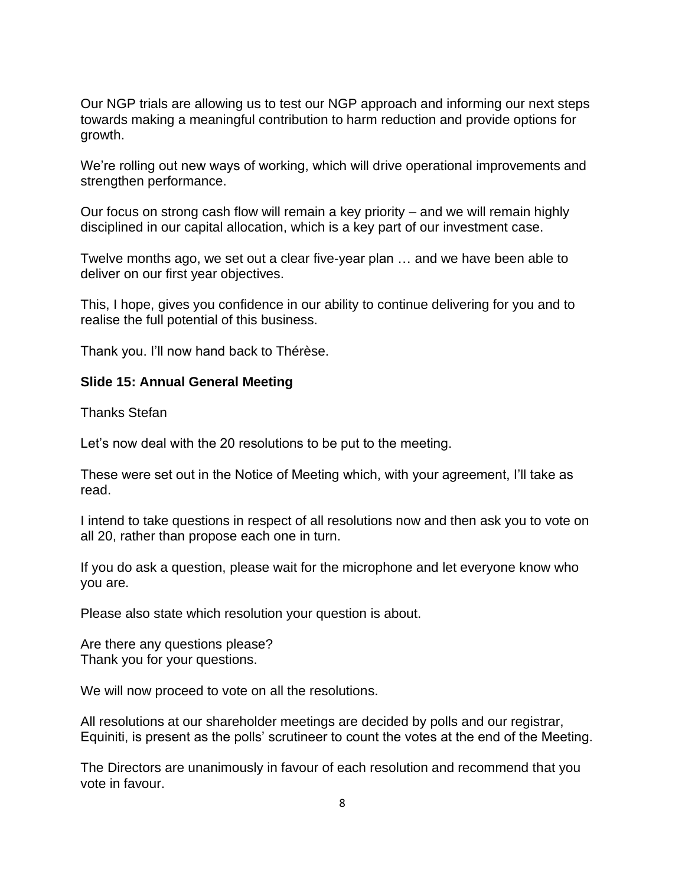Our NGP trials are allowing us to test our NGP approach and informing our next steps towards making a meaningful contribution to harm reduction and provide options for growth.

We're rolling out new ways of working, which will drive operational improvements and strengthen performance.

Our focus on strong cash flow will remain a key priority – and we will remain highly disciplined in our capital allocation, which is a key part of our investment case.

Twelve months ago, we set out a clear five-year plan … and we have been able to deliver on our first year objectives.

This, I hope, gives you confidence in our ability to continue delivering for you and to realise the full potential of this business.

Thank you. I'll now hand back to Thérèse.

**Slide 15: Annual General Meeting**

Thanks Stefan

Let's now deal with the 20 resolutions to be put to the meeting.

These were set out in the Notice of Meeting which, with your agreement, I'll take as read.

I intend to take questions in respect of all resolutions now and then ask you to vote on all 20, rather than propose each one in turn.

If you do ask a question, please wait for the microphone and let everyone know who you are.

Please also state which resolution your question is about.

Are there any questions please?
Thank you for your questions.

We will now proceed to vote on all the resolutions.

All resolutions at our shareholder meetings are decided by polls and our registrar, Equiniti, is present as the polls' scrutineer to count the votes at the end of the Meeting.

The Directors are unanimously in favour of each resolution and recommend that you vote in favour.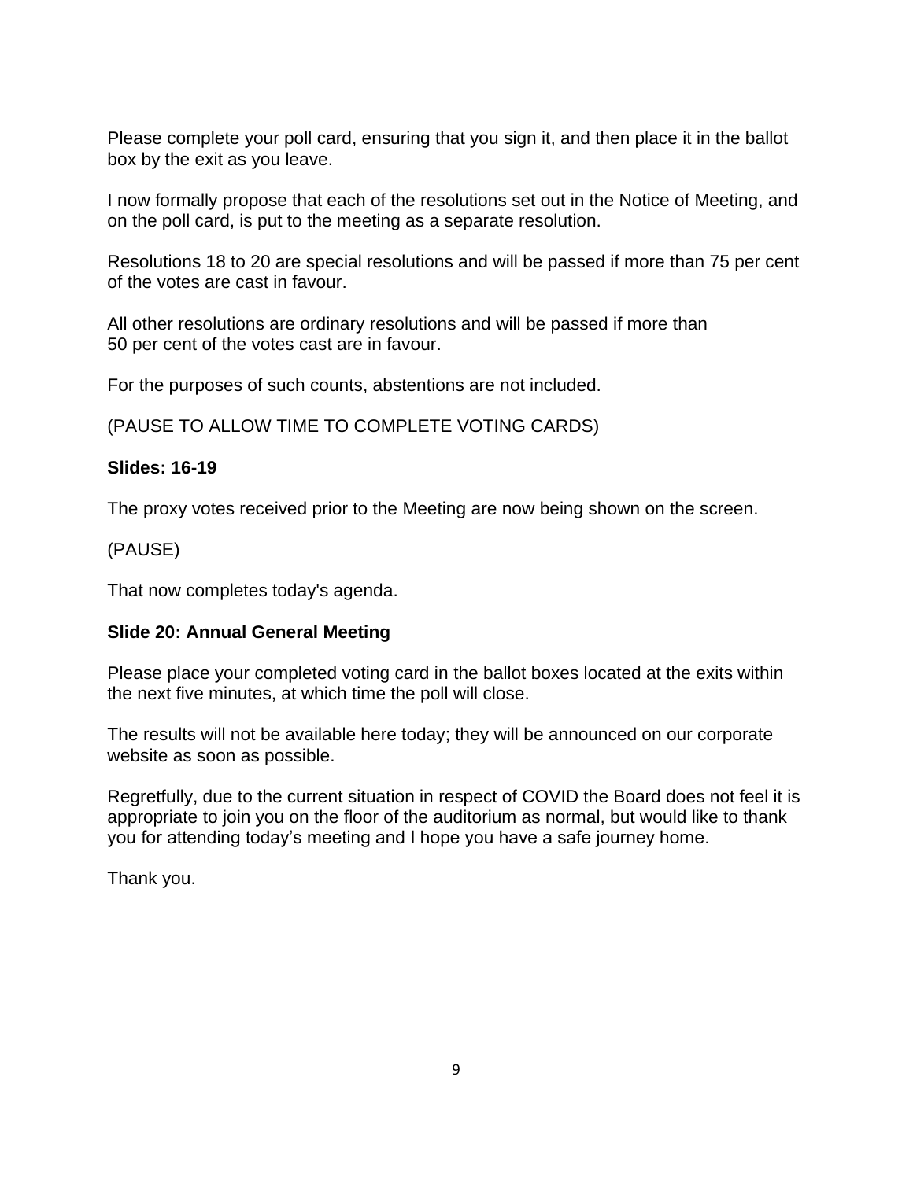Please complete your poll card, ensuring that you sign it, and then place it in the ballot box by the exit as you leave.

I now formally propose that each of the resolutions set out in the Notice of Meeting, and on the poll card, is put to the meeting as a separate resolution.

Resolutions 18 to 20 are special resolutions and will be passed if more than 75 per cent of the votes are cast in favour.

All other resolutions are ordinary resolutions and will be passed if more than 50 per cent of the votes cast are in favour.

For the purposes of such counts, abstentions are not included.

(PAUSE TO ALLOW TIME TO COMPLETE VOTING CARDS)

**Slides: 16-19**

The proxy votes received prior to the Meeting are now being shown on the screen.

(PAUSE)

That now completes today's agenda.

**Slide 20: Annual General Meeting**

Please place your completed voting card in the ballot boxes located at the exits within the next five minutes, at which time the poll will close.

The results will not be available here today; they will be announced on our corporate website as soon as possible.

Regretfully, due to the current situation in respect of COVID the Board does not feel it is appropriate to join you on the floor of the auditorium as normal, but would like to thank you for attending today's meeting and I hope you have a safe journey home.

Thank you.